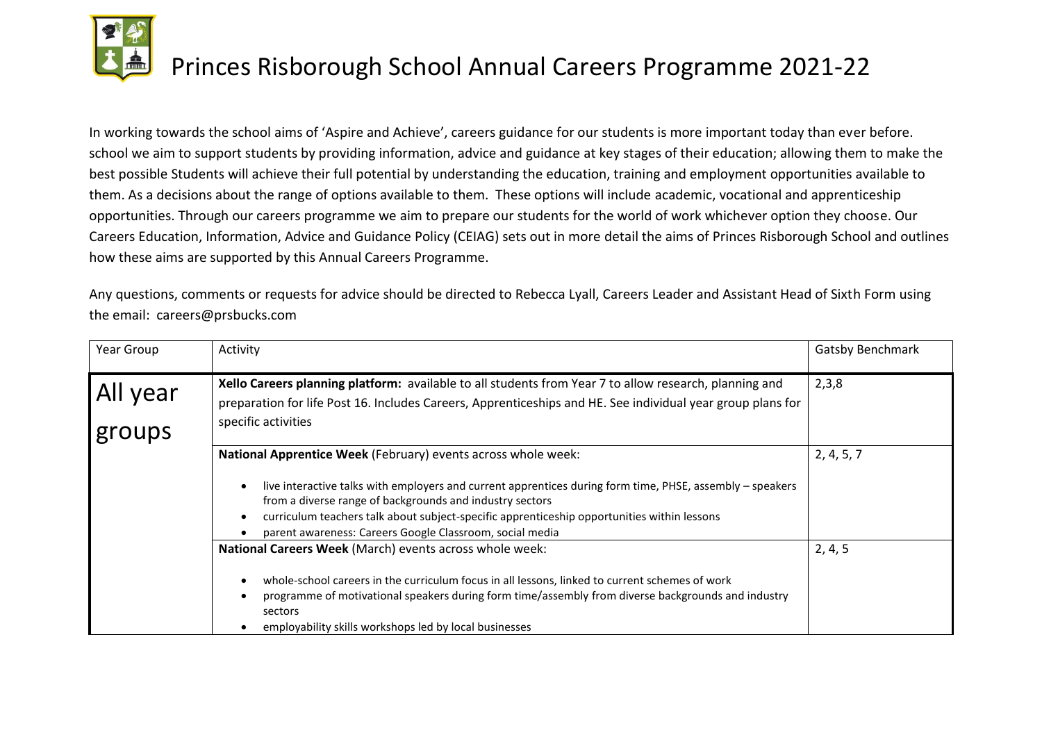# Princes Risborough School Annual Careers Programme 2021-22

In working towards the school aims of 'Aspire and Achieve', careers guidance for our students is more important today than ever before. school we aim to support students by providing information, advice and guidance at key stages of their education; allowing them to make the best possible Students will achieve their full potential by understanding the education, training and employment opportunities available to them. As a decisions about the range of options available to them. These options will include academic, vocational and apprenticeship opportunities. Through our careers programme we aim to prepare our students for the world of work whichever option they choose. Our Careers Education, Information, Advice and Guidance Policy (CEIAG) sets out in more detail the aims of Princes Risborough School and outlines how these aims are supported by this Annual Careers Programme.

Any questions, comments or requests for advice should be directed to Rebecca Lyall, Careers Leader and Assistant Head of Sixth Form using the email: careers@prsbucks.com

| Year Group | Activity | Gatsby Benchmark |
|---|---|---|
| All year groups | **Xello Careers planning platform:** available to all students from Year 7 to allow research, planning and preparation for life Post 16. Includes Careers, Apprenticeships and HE. See individual year group plans for specific activities | 2,3,8 |
| | **National Apprentice Week** (February) events across whole week:<br>• live interactive talks with employers and current apprentices during form time, PHSE, assembly – speakers from a diverse range of backgrounds and industry sectors<br>• curriculum teachers talk about subject-specific apprenticeship opportunities within lessons<br>• parent awareness: Careers Google Classroom, social media | 2, 4, 5, 7 |
| | **National Careers Week** (March) events across whole week:<br>• whole-school careers in the curriculum focus in all lessons, linked to current schemes of work<br>• programme of motivational speakers during form time/assembly from diverse backgrounds and industry sectors<br>• employability skills workshops led by local businesses | 2, 4, 5 |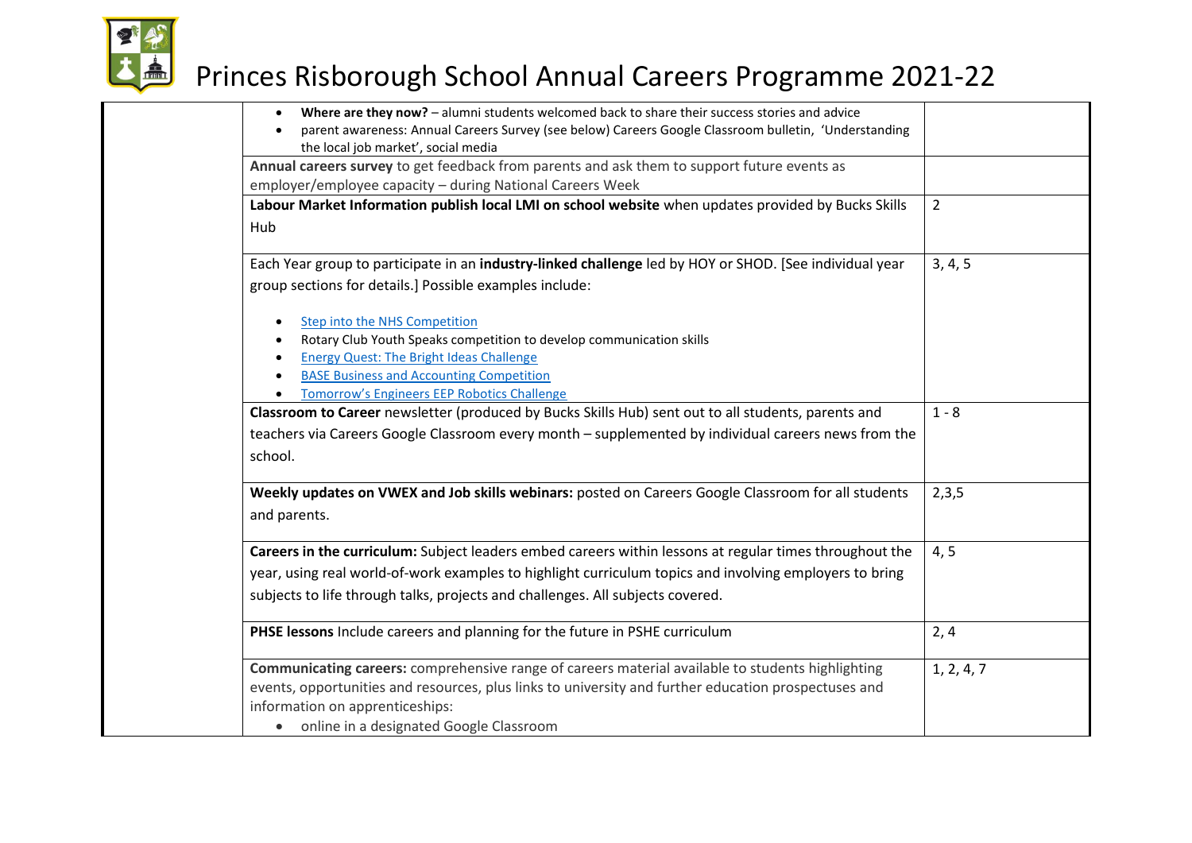# Princes Risborough School Annual Careers Programme 2021-22

| | | |
|---|---|---|
| | • **Where are they now?** – alumni students welcomed back to share their success stories and advice<br>• parent awareness: Annual Careers Survey (see below) Careers Google Classroom bulletin, 'Understanding the local job market', social media | |
| | **Annual careers survey** to get feedback from parents and ask them to support future events as employer/employee capacity – during National Careers Week | |
| | **Labour Market Information publish local LMI on school website** when updates provided by Bucks Skills Hub | 2 |
| | Each Year group to participate in an **industry-linked challenge** led by HOY or SHOD. [See individual year group sections for details.] Possible examples include:<br>• Step into the NHS Competition<br>• Rotary Club Youth Speaks competition to develop communication skills<br>• Energy Quest: The Bright Ideas Challenge<br>• BASE Business and Accounting Competition<br>• Tomorrow's Engineers EEP Robotics Challenge | 3, 4, 5 |
| | **Classroom to Career** newsletter (produced by Bucks Skills Hub) sent out to all students, parents and teachers via Careers Google Classroom every month – supplemented by individual careers news from the school. | 1 - 8 |
| | **Weekly updates on VWEX and Job skills webinars:** posted on Careers Google Classroom for all students and parents. | 2,3,5 |
| | **Careers in the curriculum:** Subject leaders embed careers within lessons at regular times throughout the year, using real world-of-work examples to highlight curriculum topics and involving employers to bring subjects to life through talks, projects and challenges. All subjects covered. | 4, 5 |
| | **PHSE lessons** Include careers and planning for the future in PSHE curriculum | 2, 4 |
| | **Communicating careers:** comprehensive range of careers material available to students highlighting events, opportunities and resources, plus links to university and further education prospectuses and information on apprenticeships:<br>• online in a designated Google Classroom | 1, 2, 4, 7 |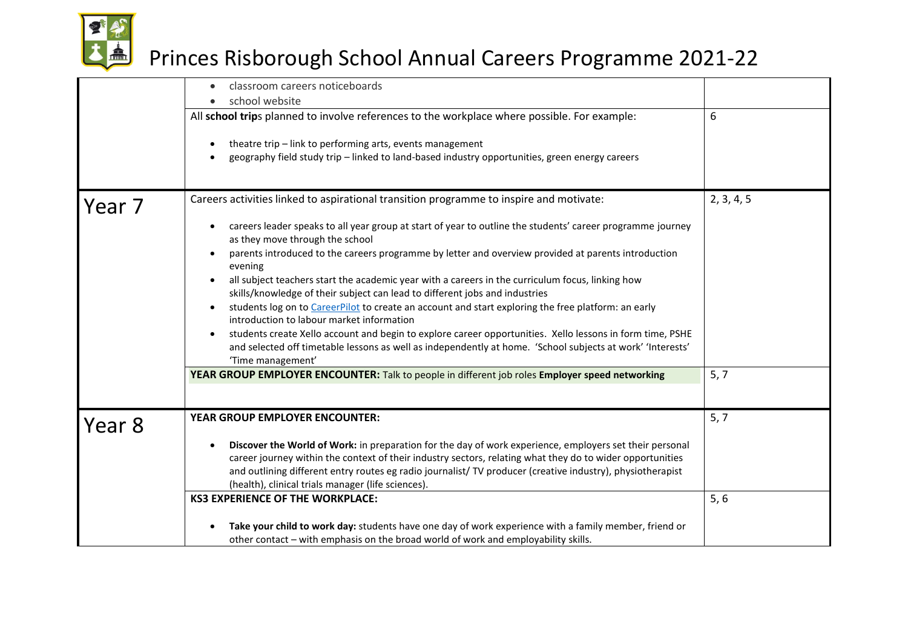# Princes Risborough School Annual Careers Programme 2021-22

| | | |
|---|---|---|
| | • classroom careers noticeboards<br>• school website | |
| | All **school trip**s planned to involve references to the workplace where possible. For example:<br><br>• theatre trip – link to performing arts, events management<br>• geography field study trip – linked to land-based industry opportunities, green energy careers | 6 |
| Year 7 | Careers activities linked to aspirational transition programme to inspire and motivate:<br><br>• careers leader speaks to all year group at start of year to outline the students' career programme journey as they move through the school<br>• parents introduced to the careers programme by letter and overview provided at parents introduction evening<br>• all subject teachers start the academic year with a careers in the curriculum focus, linking how skills/knowledge of their subject can lead to different jobs and industries<br>• students log on to [CareerPilot](CareerPilot) to create an account and start exploring the free platform: an early introduction to labour market information<br>• students create Xello account and begin to explore career opportunities. Xello lessons in form time, PSHE and selected off timetable lessons as well as independently at home. 'School subjects at work' 'Interests' 'Time management' | 2, 3, 4, 5 |
| | **YEAR GROUP EMPLOYER ENCOUNTER:** Talk to people in different job roles **Employer speed networking** | 5, 7 |
| Year 8 | **YEAR GROUP EMPLOYER ENCOUNTER:**<br><br>• **Discover the World of Work:** in preparation for the day of work experience, employers set their personal career journey within the context of their industry sectors, relating what they do to wider opportunities and outlining different entry routes eg radio journalist/ TV producer (creative industry), physiotherapist (health), clinical trials manager (life sciences). | 5, 7 |
| | **KS3 EXPERIENCE OF THE WORKPLACE:**<br><br>• **Take your child to work day:** students have one day of work experience with a family member, friend or other contact – with emphasis on the broad world of work and employability skills. | 5, 6 |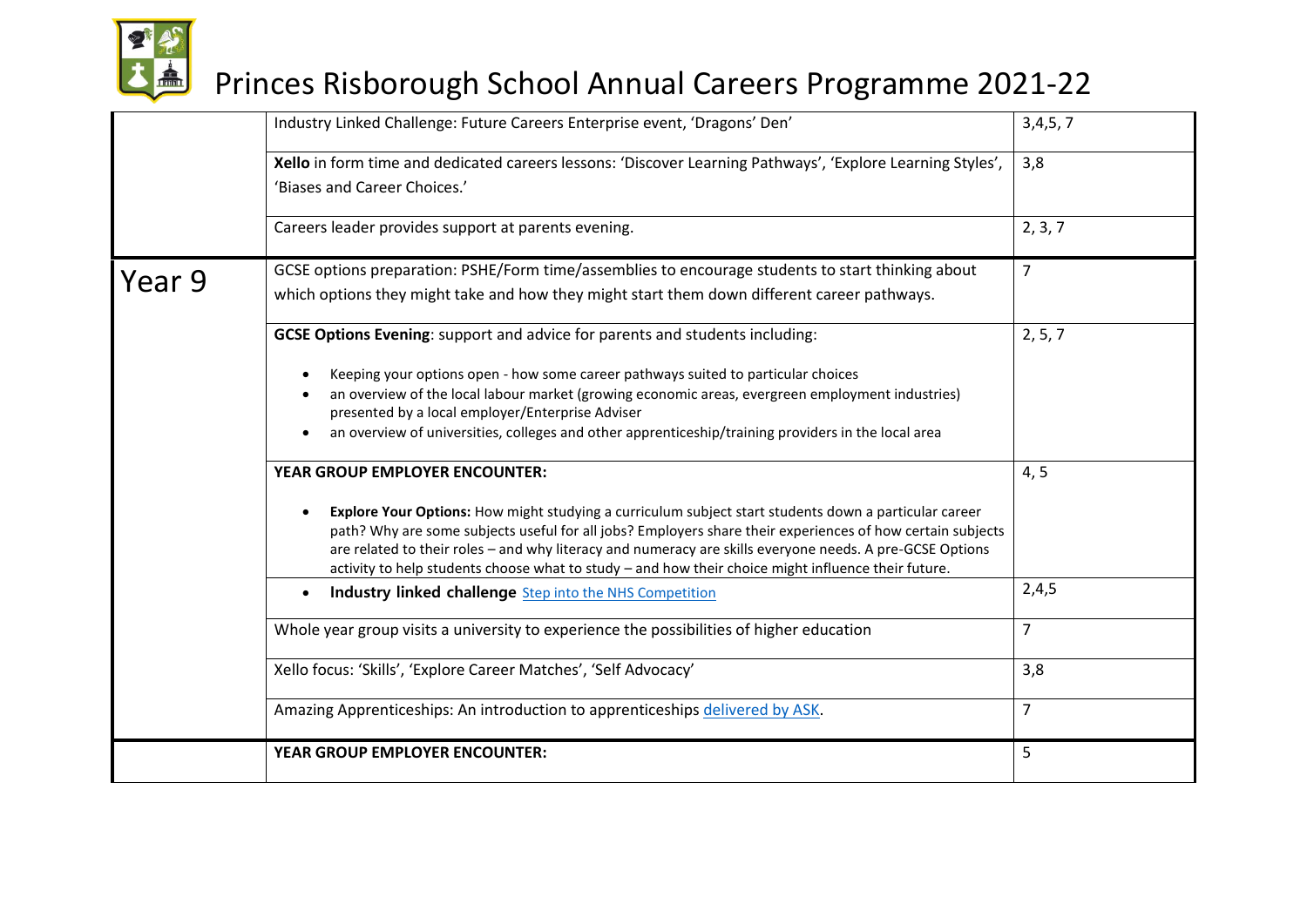# Princes Risborough School Annual Careers Programme 2021-22

| | | |
|---|---|---|
| | Industry Linked Challenge: Future Careers Enterprise event, 'Dragons' Den' | 3,4,5, 7 |
| | **Xello** in form time and dedicated careers lessons: 'Discover Learning Pathways', 'Explore Learning Styles', 'Biases and Career Choices.' | 3,8 |
| | Careers leader provides support at parents evening. | 2, 3, 7 |
| Year 9 | GCSE options preparation: PSHE/Form time/assemblies to encourage students to start thinking about which options they might take and how they might start them down different career pathways. | 7 |
| | **GCSE Options Evening**: support and advice for parents and students including:<br>• Keeping your options open - how some career pathways suited to particular choices<br>• an overview of the local labour market (growing economic areas, evergreen employment industries) presented by a local employer/Enterprise Adviser<br>• an overview of universities, colleges and other apprenticeship/training providers in the local area | 2, 5, 7 |
| | **YEAR GROUP EMPLOYER ENCOUNTER:**<br>• **Explore Your Options:** How might studying a curriculum subject start students down a particular career path? Why are some subjects useful for all jobs? Employers share their experiences of how certain subjects are related to their roles – and why literacy and numeracy are skills everyone needs. A pre-GCSE Options activity to help students choose what to study – and how their choice might influence their future. | 4, 5 |
| | • **Industry linked challenge** Step into the NHS Competition | 2,4,5 |
| | Whole year group visits a university to experience the possibilities of higher education | 7 |
| | Xello focus: 'Skills', 'Explore Career Matches', 'Self Advocacy' | 3,8 |
| | Amazing Apprenticeships: An introduction to apprenticeships delivered by ASK. | 7 |
| | **YEAR GROUP EMPLOYER ENCOUNTER:** | 5 |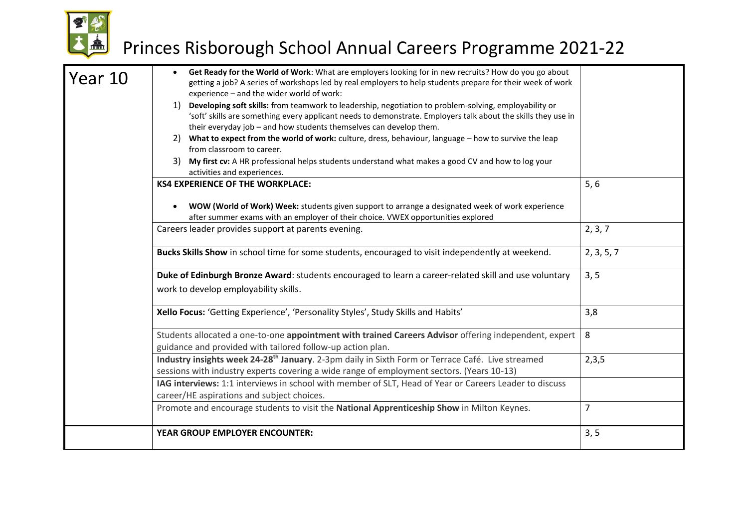# Princes Risborough School Annual Careers Programme 2021-22

| | | |
|---|---|---|
| Year 10 | • **Get Ready for the World of Work**: What are employers looking for in new recruits? How do you go about getting a job? A series of workshops led by real employers to help students prepare for their week of work experience – and the wider world of work:<br>1) **Developing soft skills:** from teamwork to leadership, negotiation to problem-solving, employability or 'soft' skills are something every applicant needs to demonstrate. Employers talk about the skills they use in their everyday job – and how students themselves can develop them.<br>2) **What to expect from the world of work:** culture, dress, behaviour, language – how to survive the leap from classroom to career.<br>3) **My first cv:** A HR professional helps students understand what makes a good CV and how to log your activities and experiences. | |
| | **KS4 EXPERIENCE OF THE WORKPLACE:**<br>• **WOW (World of Work) Week:** students given support to arrange a designated week of work experience after summer exams with an employer of their choice. VWEX opportunities explored | 5, 6 |
| | Careers leader provides support at parents evening. | 2, 3, 7 |
| | **Bucks Skills Show** in school time for some students, encouraged to visit independently at weekend. | 2, 3, 5, 7 |
| | **Duke of Edinburgh Bronze Award**: students encouraged to learn a career-related skill and use voluntary work to develop employability skills. | 3, 5 |
| | **Xello Focus:** 'Getting Experience', 'Personality Styles', Study Skills and Habits' | 3,8 |
| | Students allocated a one-to-one **appointment with trained Careers Advisor** offering independent, expert guidance and provided with tailored follow-up action plan. | 8 |
| | **Industry insights week 24-28th January**. 2-3pm daily in Sixth Form or Terrace Café. Live streamed sessions with industry experts covering a wide range of employment sectors. (Years 10-13) | 2,3,5 |
| | **IAG interviews:** 1:1 interviews in school with member of SLT, Head of Year or Careers Leader to discuss career/HE aspirations and subject choices. | |
| | Promote and encourage students to visit the **National Apprenticeship Show** in Milton Keynes. | 7 |
| | **YEAR GROUP EMPLOYER ENCOUNTER:** | 3, 5 |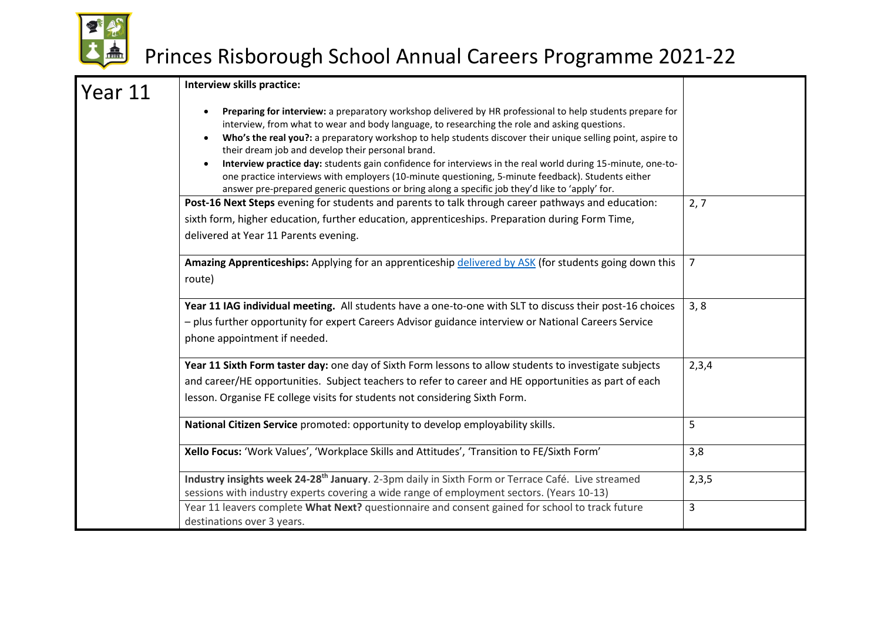# Princes Risborough School Annual Careers Programme 2021-22

| Year 11 | **Interview skills practice:**<br>• **Preparing for interview:** a preparatory workshop delivered by HR professional to help students prepare for interview, from what to wear and body language, to researching the role and asking questions.<br>• **Who's the real you?:** a preparatory workshop to help students discover their unique selling point, aspire to their dream job and develop their personal brand.<br>• **Interview practice day:** students gain confidence for interviews in the real world during 15-minute, one-to-one practice interviews with employers (10-minute questioning, 5-minute feedback). Students either answer pre-prepared generic questions or bring along a specific job they'd like to 'apply' for. | |
|---|---|---|
| | **Post-16 Next Steps** evening for students and parents to talk through career pathways and education: sixth form, higher education, further education, apprenticeships. Preparation during Form Time, delivered at Year 11 Parents evening. | 2, 7 |
| | **Amazing Apprenticeships:** Applying for an apprenticeship delivered by ASK (for students going down this route) | 7 |
| | **Year 11 IAG individual meeting.** All students have a one-to-one with SLT to discuss their post-16 choices – plus further opportunity for expert Careers Advisor guidance interview or National Careers Service phone appointment if needed. | 3, 8 |
| | **Year 11 Sixth Form taster day:** one day of Sixth Form lessons to allow students to investigate subjects and career/HE opportunities. Subject teachers to refer to career and HE opportunities as part of each lesson. Organise FE college visits for students not considering Sixth Form. | 2,3,4 |
| | **National Citizen Service** promoted: opportunity to develop employability skills. | 5 |
| | **Xello Focus:** 'Work Values', 'Workplace Skills and Attitudes', 'Transition to FE/Sixth Form' | 3,8 |
| | **Industry insights week 24-28th January**. 2-3pm daily in Sixth Form or Terrace Café. Live streamed sessions with industry experts covering a wide range of employment sectors. (Years 10-13) | 2,3,5 |
| | Year 11 leavers complete **What Next?** questionnaire and consent gained for school to track future destinations over 3 years. | 3 |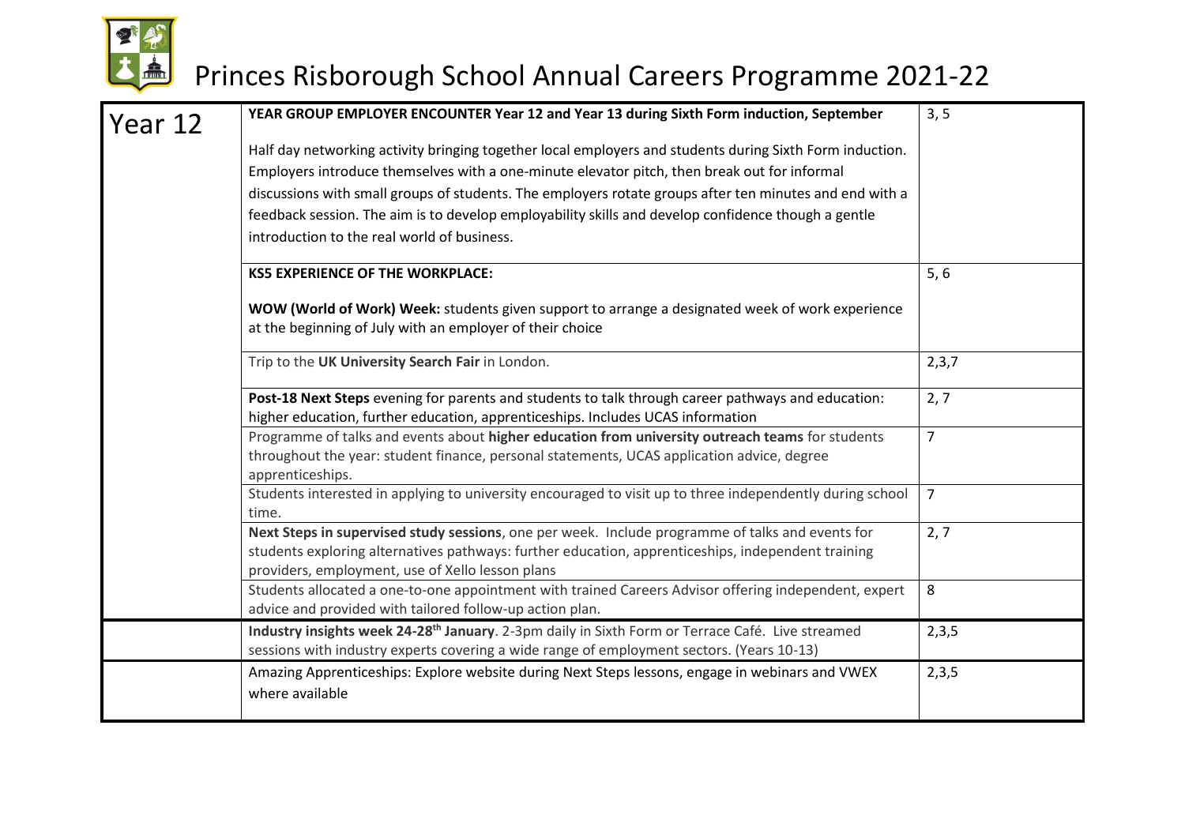# Princes Risborough School Annual Careers Programme 2021-22

| Year 12 | | |
|---|---|---|
| Year 12 | **YEAR GROUP EMPLOYER ENCOUNTER Year 12 and Year 13 during Sixth Form induction, September**<br><br>Half day networking activity bringing together local employers and students during Sixth Form induction. Employers introduce themselves with a one-minute elevator pitch, then break out for informal discussions with small groups of students. The employers rotate groups after ten minutes and end with a feedback session. The aim is to develop employability skills and develop confidence though a gentle introduction to the real world of business. | 3, 5 |
| | **KS5 EXPERIENCE OF THE WORKPLACE:**<br><br>**WOW (World of Work) Week:** students given support to arrange a designated week of work experience at the beginning of July with an employer of their choice | 5, 6 |
| | Trip to the **UK University Search Fair** in London. | 2,3,7 |
| | **Post-18 Next Steps** evening for parents and students to talk through career pathways and education: higher education, further education, apprenticeships. Includes UCAS information | 2, 7 |
| | Programme of talks and events about **higher education from university outreach teams** for students throughout the year: student finance, personal statements, UCAS application advice, degree apprenticeships. | 7 |
| | Students interested in applying to university encouraged to visit up to three independently during school time. | 7 |
| | **Next Steps in supervised study sessions**, one per week. Include programme of talks and events for students exploring alternatives pathways: further education, apprenticeships, independent training providers, employment, use of Xello lesson plans | 2, 7 |
| | Students allocated a one-to-one appointment with trained Careers Advisor offering independent, expert advice and provided with tailored follow-up action plan. | 8 |
| | **Industry insights week 24-28th January**. 2-3pm daily in Sixth Form or Terrace Café. Live streamed sessions with industry experts covering a wide range of employment sectors. (Years 10-13) | 2,3,5 |
| | Amazing Apprenticeships: Explore website during Next Steps lessons, engage in webinars and VWEX where available | 2,3,5 |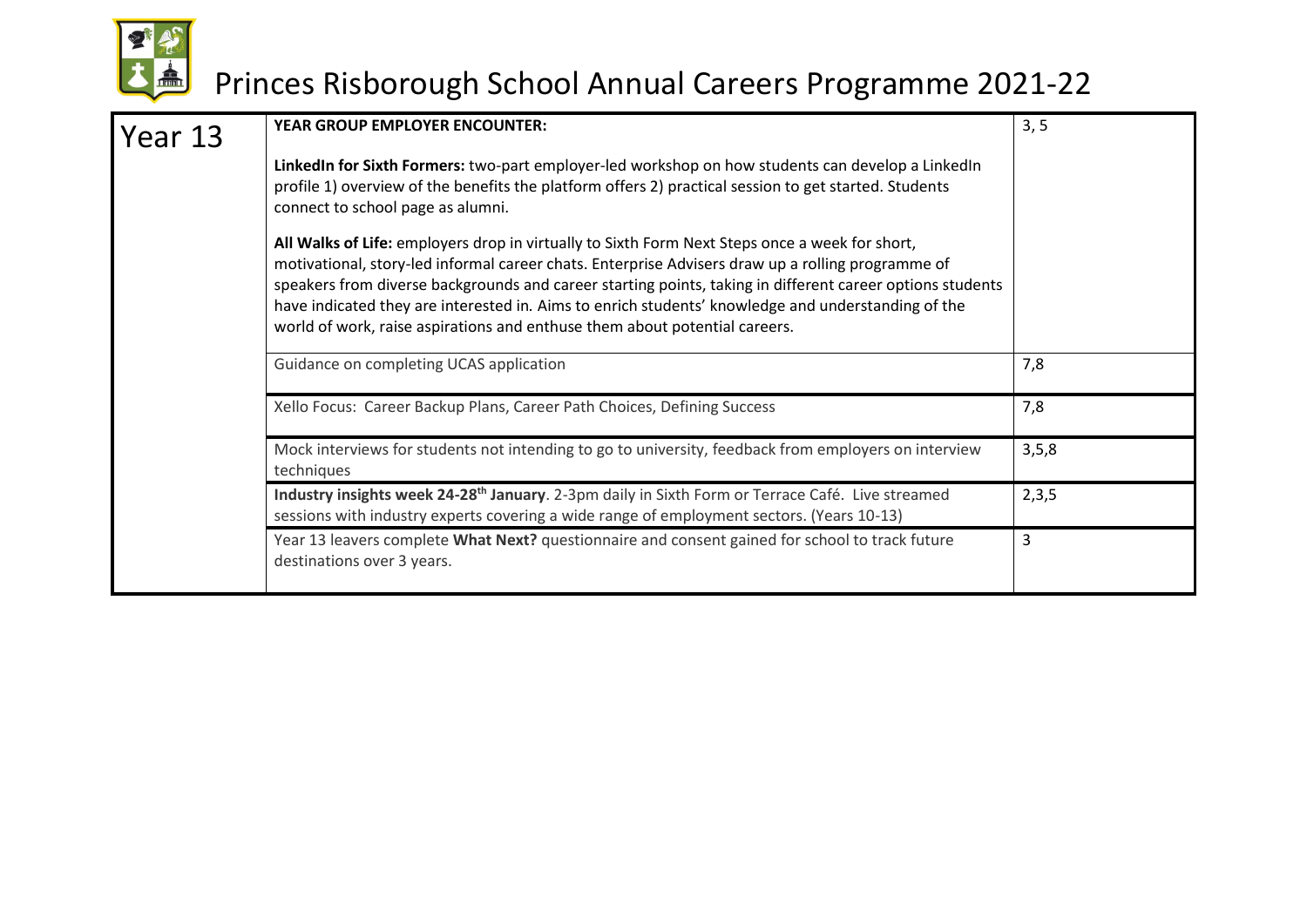# Princes Risborough School Annual Careers Programme 2021-22

| | | |
|---|---|---|
| Year 13 | **YEAR GROUP EMPLOYER ENCOUNTER:**<br><br>**LinkedIn for Sixth Formers:** two-part employer-led workshop on how students can develop a LinkedIn profile 1) overview of the benefits the platform offers 2) practical session to get started. Students connect to school page as alumni.<br><br>**All Walks of Life:** employers drop in virtually to Sixth Form Next Steps once a week for short, motivational, story-led informal career chats. Enterprise Advisers draw up a rolling programme of speakers from diverse backgrounds and career starting points, taking in different career options students have indicated they are interested in. Aims to enrich students' knowledge and understanding of the world of work, raise aspirations and enthuse them about potential careers. | 3, 5 |
| | Guidance on completing UCAS application | 7,8 |
| | Xello Focus: Career Backup Plans, Career Path Choices, Defining Success | 7,8 |
| | Mock interviews for students not intending to go to university, feedback from employers on interview techniques | 3,5,8 |
| | **Industry insights week 24-28th January**. 2-3pm daily in Sixth Form or Terrace Café. Live streamed sessions with industry experts covering a wide range of employment sectors. (Years 10-13) | 2,3,5 |
| | Year 13 leavers complete **What Next?** questionnaire and consent gained for school to track future destinations over 3 years. | 3 |